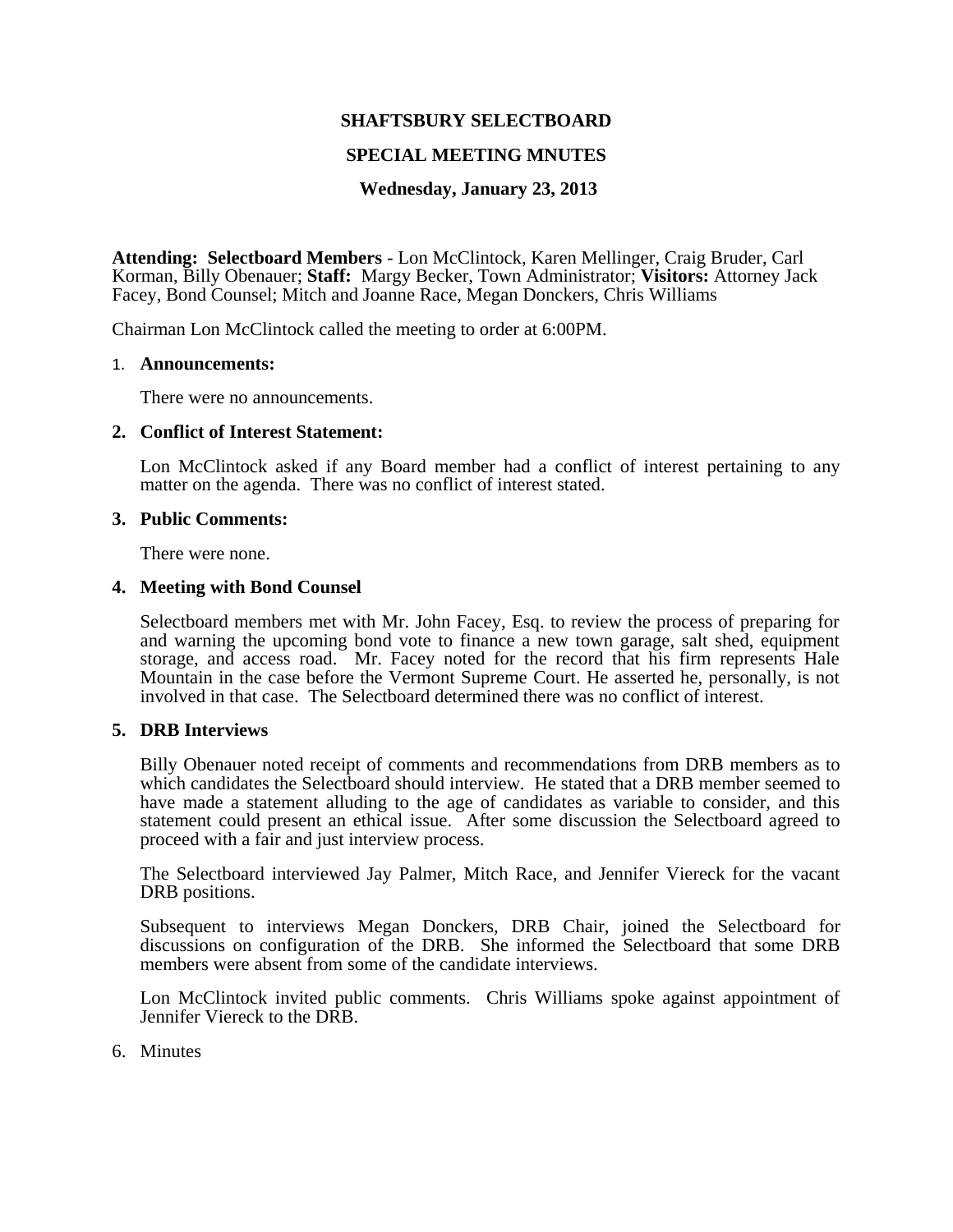# SHAFTSBURY SELECTBOARD

## SPECIAL MEETING MNUTES

### Wednesday, January 23, 2013

**Attending: Selectboard Members** - Lon McClintock, Karen Mellinger, Craig Bruder, Carl Korman, Billy Obenauer; **Staff:** Margy Becker, Town Administrator; **Visitors:** Attorney Jack Facey, Bond Counsel; Mitch and Joanne Race, Megan Donckers, Chris Williams

Chairman Lon McClintock called the meeting to order at 6:00PM.

1. **Announcements:**

   There were no announcements.

2. **Conflict of Interest Statement:**

   Lon McClintock asked if any Board member had a conflict of interest pertaining to any matter on the agenda. There was no conflict of interest stated.

3. **Public Comments:**

   There were none.

4. **Meeting with Bond Counsel**

   Selectboard members met with Mr. John Facey, Esq. to review the process of preparing for and warning the upcoming bond vote to finance a new town garage, salt shed, equipment storage, and access road. Mr. Facey noted for the record that his firm represents Hale Mountain in the case before the Vermont Supreme Court. He asserted he, personally, is not involved in that case. The Selectboard determined there was no conflict of interest.

5. **DRB Interviews**

   Billy Obenauer noted receipt of comments and recommendations from DRB members as to which candidates the Selectboard should interview. He stated that a DRB member seemed to have made a statement alluding to the age of candidates as variable to consider, and this statement could present an ethical issue. After some discussion the Selectboard agreed to proceed with a fair and just interview process.

   The Selectboard interviewed Jay Palmer, Mitch Race, and Jennifer Viereck for the vacant DRB positions.

   Subsequent to interviews Megan Donckers, DRB Chair, joined the Selectboard for discussions on configuration of the DRB. She informed the Selectboard that some DRB members were absent from some of the candidate interviews.

   Lon McClintock invited public comments. Chris Williams spoke against appointment of Jennifer Viereck to the DRB.

6. Minutes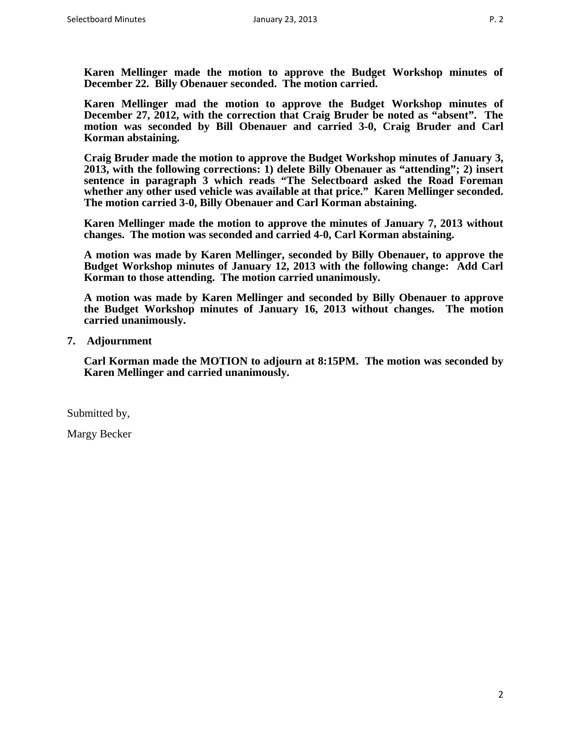**Karen Mellinger made the motion to approve the Budget Workshop minutes of December 22. Billy Obenauer seconded. The motion carried.**

**Karen Mellinger mad the motion to approve the Budget Workshop minutes of December 27, 2012, with the correction that Craig Bruder be noted as "absent". The motion was seconded by Bill Obenauer and carried 3-0, Craig Bruder and Carl Korman abstaining.**

**Craig Bruder made the motion to approve the Budget Workshop minutes of January 3, 2013, with the following corrections: 1) delete Billy Obenauer as "attending"; 2) insert sentence in paragraph 3 which reads "The Selectboard asked the Road Foreman whether any other used vehicle was available at that price." Karen Mellinger seconded. The motion carried 3-0, Billy Obenauer and Carl Korman abstaining.**

**Karen Mellinger made the motion to approve the minutes of January 7, 2013 without changes. The motion was seconded and carried 4-0, Carl Korman abstaining.**

**A motion was made by Karen Mellinger, seconded by Billy Obenauer, to approve the Budget Workshop minutes of January 12, 2013 with the following change: Add Carl Korman to those attending. The motion carried unanimously.**

**A motion was made by Karen Mellinger and seconded by Billy Obenauer to approve the Budget Workshop minutes of January 16, 2013 without changes. The motion carried unanimously.**

**7. Adjournment**

**Carl Korman made the MOTION to adjourn at 8:15PM. The motion was seconded by Karen Mellinger and carried unanimously.**

Submitted by,

Margy Becker